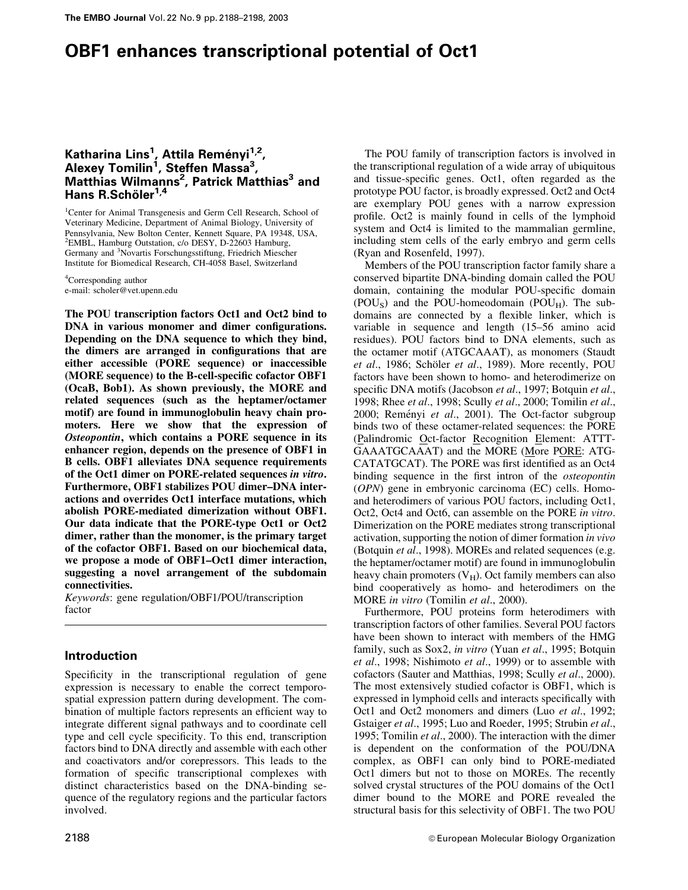# OBF1 enhances transcriptional potential of Oct1

**Katharina Lins[1], Attila Reményi[1,2], Alexey Tomilin[1], Steffen Massa[3], Matthias Wilmanns[2], Patrick Matthias[3] and Hans R.Schöler[1,4]**

[1]Center for Animal Transgenesis and Germ Cell Research, School of Veterinary Medicine, Department of Animal Biology, University of Pennsylvania, New Bolton Center, Kennett Square, PA 19348, USA, [2]EMBL, Hamburg Outstation, c/o DESY, D-22603 Hamburg, Germany and [3]Novartis Forschungsstiftung, Friedrich Miescher Institute for Biomedical Research, CH-4058 Basel, Switzerland

[4]Corresponding author
e-mail: scholer@vet.upenn.edu

**The POU transcription factors Oct1 and Oct2 bind to DNA in various monomer and dimer configurations. Depending on the DNA sequence to which they bind, the dimers are arranged in configurations that are either accessible (PORE sequence) or inaccessible (MORE sequence) to the B-cell-specific cofactor OBF1 (OcaB, Bob1). As shown previously, the MORE and related sequences (such as the heptamer/octamer motif) are found in immunoglobulin heavy chain promoters. Here we show that the expression of *Osteopontin*, which contains a PORE sequence in its enhancer region, depends on the presence of OBF1 in B cells. OBF1 alleviates DNA sequence requirements of the Oct1 dimer on PORE-related sequences *in vitro*. Furthermore, OBF1 stabilizes POU dimer–DNA interactions and overrides Oct1 interface mutations, which abolish PORE-mediated dimerization without OBF1. Our data indicate that the PORE-type Oct1 or Oct2 dimer, rather than the monomer, is the primary target of the cofactor OBF1. Based on our biochemical data, we propose a mode of OBF1–Oct1 dimer interaction, suggesting a novel arrangement of the subdomain connectivities.**

*Keywords*: gene regulation/OBF1/POU/transcription factor

## Introduction

Specificity in the transcriptional regulation of gene expression is necessary to enable the correct temporospatial expression pattern during development. The combination of multiple factors represents an efficient way to integrate different signal pathways and to coordinate cell type and cell cycle specificity. To this end, transcription factors bind to DNA directly and assemble with each other and coactivators and/or corepressors. This leads to the formation of specific transcriptional complexes with distinct characteristics based on the DNA-binding sequence of the regulatory regions and the particular factors involved.

The POU family of transcription factors is involved in the transcriptional regulation of a wide array of ubiquitous and tissue-specific genes. Oct1, often regarded as the prototype POU factor, is broadly expressed. Oct2 and Oct4 are exemplary POU genes with a narrow expression profile. Oct2 is mainly found in cells of the lymphoid system and Oct4 is limited to the mammalian germline, including stem cells of the early embryo and germ cells (Ryan and Rosenfeld, 1997).

Members of the POU transcription factor family share a conserved bipartite DNA-binding domain called the POU domain, containing the modular POU-specific domain ($POU_S$) and the POU-homeodomain ($POU_H$). The subdomains are connected by a flexible linker, which is variable in sequence and length (15–56 amino acid residues). POU factors bind to DNA elements, such as the octamer motif (ATGCAAAT), as monomers (Staudt *et al*., 1986; Schöler *et al*., 1989). More recently, POU factors have been shown to homo- and heterodimerize on specific DNA motifs (Jacobson *et al*., 1997; Botquin *et al*., 1998; Rhee *et al*., 1998; Scully *et al*., 2000; Tomilin *et al*., 2000; Reményi *et al*., 2001). The Oct-factor subgroup binds two of these octamer-related sequences: the PORE (Palindromic Oct-factor Recognition Element: ATTTGAAATGCAAAT) and the MORE (More PORE: ATGCATATGCAT). The PORE was first identified as an Oct4 binding sequence in the first intron of the *osteopontin* (*OPN*) gene in embryonic carcinoma (EC) cells. Homo- and heterodimers of various POU factors, including Oct1, Oct2, Oct4 and Oct6, can assemble on the PORE *in vitro*. Dimerization on the PORE mediates strong transcriptional activation, supporting the notion of dimer formation *in vivo* (Botquin *et al*., 1998). MOREs and related sequences (e.g. the heptamer/octamer motif) are found in immunoglobulin heavy chain promoters ($V_H$). Oct family members can also bind cooperatively as homo- and heterodimers on the MORE *in vitro* (Tomilin *et al*., 2000).

Furthermore, POU proteins form heterodimers with transcription factors of other families. Several POU factors have been shown to interact with members of the HMG family, such as Sox2, *in vitro* (Yuan *et al*., 1995; Botquin *et al*., 1998; Nishimoto *et al*., 1999) or to assemble with cofactors (Sauter and Matthias, 1998; Scully *et al*., 2000). The most extensively studied cofactor is OBF1, which is expressed in lymphoid cells and interacts specifically with Oct1 and Oct2 monomers and dimers (Luo *et al*., 1992; Gstaiger *et al*., 1995; Luo and Roeder, 1995; Strubin *et al*., 1995; Tomilin *et al*., 2000). The interaction with the dimer is dependent on the conformation of the POU/DNA complex, as OBF1 can only bind to PORE-mediated Oct1 dimers but not to those on MOREs. The recently solved crystal structures of the POU domains of the Oct1 dimer bound to the MORE and PORE revealed the structural basis for this selectivity of OBF1. The two POU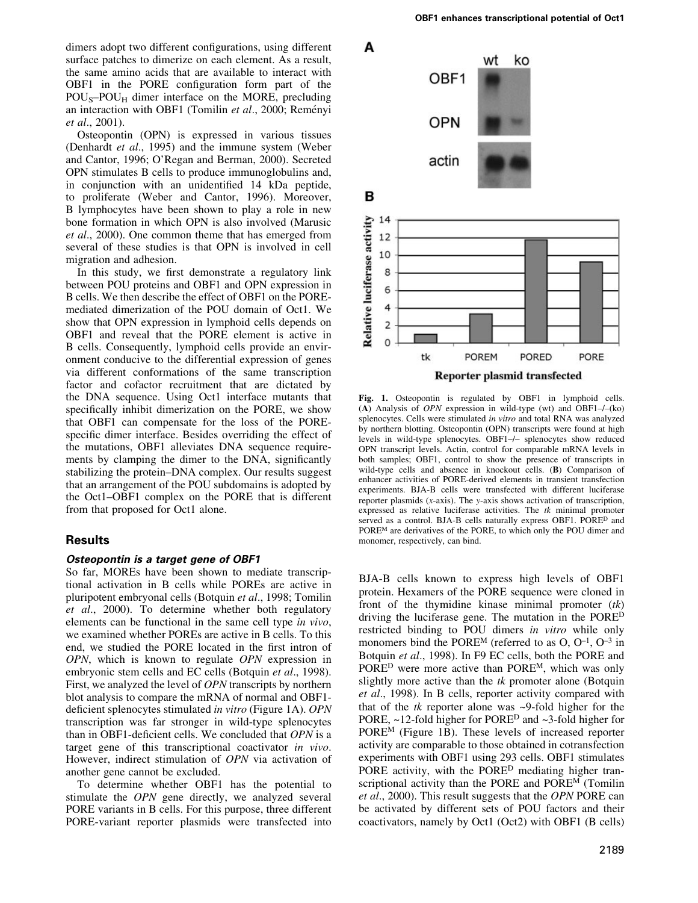dimers adopt two different configurations, using different surface patches to dimerize on each element. As a result, the same amino acids that are available to interact with OBF1 in the PORE configuration form part of the $POU_S$–$POU_H$ dimer interface on the MORE, precluding an interaction with OBF1 (Tomilin *et al*., 2000; Reményi *et al*., 2001).

Osteopontin (OPN) is expressed in various tissues (Denhardt *et al*., 1995) and the immune system (Weber and Cantor, 1996; O'Regan and Berman, 2000). Secreted OPN stimulates B cells to produce immunoglobulins and, in conjunction with an unidentified 14 kDa peptide, to proliferate (Weber and Cantor, 1996). Moreover, B lymphocytes have been shown to play a role in new bone formation in which OPN is also involved (Marusic *et al*., 2000). One common theme that has emerged from several of these studies is that OPN is involved in cell migration and adhesion.

In this study, we first demonstrate a regulatory link between POU proteins and OBF1 and OPN expression in B cells. We then describe the effect of OBF1 on the PORE-mediated dimerization of the POU domain of Oct1. We show that OPN expression in lymphoid cells depends on OBF1 and reveal that the PORE element is active in B cells. Consequently, lymphoid cells provide an environment conducive to the differential expression of genes via different conformations of the same transcription factor and cofactor recruitment that are dictated by the DNA sequence. Using Oct1 interface mutants that specifically inhibit dimerization on the PORE, we show that OBF1 can compensate for the loss of the PORE-specific dimer interface. Besides overriding the effect of the mutations, OBF1 alleviates DNA sequence requirements by clamping the dimer to the DNA, significantly stabilizing the protein–DNA complex. Our results suggest that an arrangement of the POU subdomains is adopted by the Oct1–OBF1 complex on the PORE that is different from that proposed for Oct1 alone.

## Results

### *Osteopontin is a target gene of OBF1*

So far, MOREs have been shown to mediate transcriptional activation in B cells while POREs are active in pluripotent embryonal cells (Botquin *et al*., 1998; Tomilin *et al*., 2000). To determine whether both regulatory elements can be functional in the same cell type *in vivo*, we examined whether POREs are active in B cells. To this end, we studied the PORE located in the first intron of *OPN*, which is known to regulate *OPN* expression in embryonic stem cells and EC cells (Botquin *et al*., 1998). First, we analyzed the level of *OPN* transcripts by northern blot analysis to compare the mRNA of normal and OBF1-deficient splenocytes stimulated *in vitro* (Figure 1A). *OPN* transcription was far stronger in wild-type splenocytes than in OBF1-deficient cells. We concluded that *OPN* is a target gene of this transcriptional coactivator *in vivo*. However, indirect stimulation of *OPN* via activation of another gene cannot be excluded.

To determine whether OBF1 has the potential to stimulate the *OPN* gene directly, we analyzed several PORE variants in B cells. For this purpose, three different PORE-variant reporter plasmids were transfected into BJA-B cells known to express high levels of OBF1 protein. Hexamers of the PORE sequence were cloned in front of the thymidine kinase minimal promoter (*tk*) driving the luciferase gene. The mutation in the $PORE^D$ restricted binding to POU dimers *in vitro* while only monomers bind the $PORE^M$ (referred to as O, $O^{-1}$, $O^{-3}$ in Botquin *et al*., 1998). In F9 EC cells, both the PORE and $PORE^D$ were more active than $PORE^M$, which was only slightly more active than the *tk* promoter alone (Botquin *et al*., 1998). In B cells, reporter activity compared with that of the *tk* reporter alone was ~9-fold higher for the PORE, ~12-fold higher for $PORE^D$ and ~3-fold higher for $PORE^M$ (Figure 1B). These levels of increased reporter activity are comparable to those obtained in cotransfection experiments with OBF1 using 293 cells. OBF1 stimulates PORE activity, with the $PORE^D$ mediating higher transcriptional activity than the PORE and $PORE^M$ (Tomilin *et al*., 2000). This result suggests that the *OPN* PORE can be activated by different sets of POU factors and their coactivators, namely by Oct1 (Oct2) with OBF1 (B cells)

**Fig. 1.** Osteopontin is regulated by OBF1 in lymphoid cells. (**A**) Analysis of *OPN* expression in wild-type (wt) and OBF1–/–(ko) splenocytes. Cells were stimulated *in vitro* and total RNA was analyzed by northern blotting. Osteopontin (OPN) transcripts were found at high levels in wild-type splenocytes. OBF1–/– splenocytes show reduced OPN transcript levels. Actin, control for comparable mRNA levels in both samples; OBF1, control to show the presence of transcripts in wild-type cells and absence in knockout cells. (**B**) Comparison of enhancer activities of PORE-derived elements in transient transfection experiments. BJA-B cells were transfected with different luciferase reporter plasmids (*x*-axis). The *y*-axis shows activation of transcription, expressed as relative luciferase activities. The *tk* minimal promoter served as a control. BJA-B cells naturally express OBF1. $PORE^D$ and $PORE^M$ are derivatives of the PORE, to which only the POU dimer and monomer, respectively, can bind.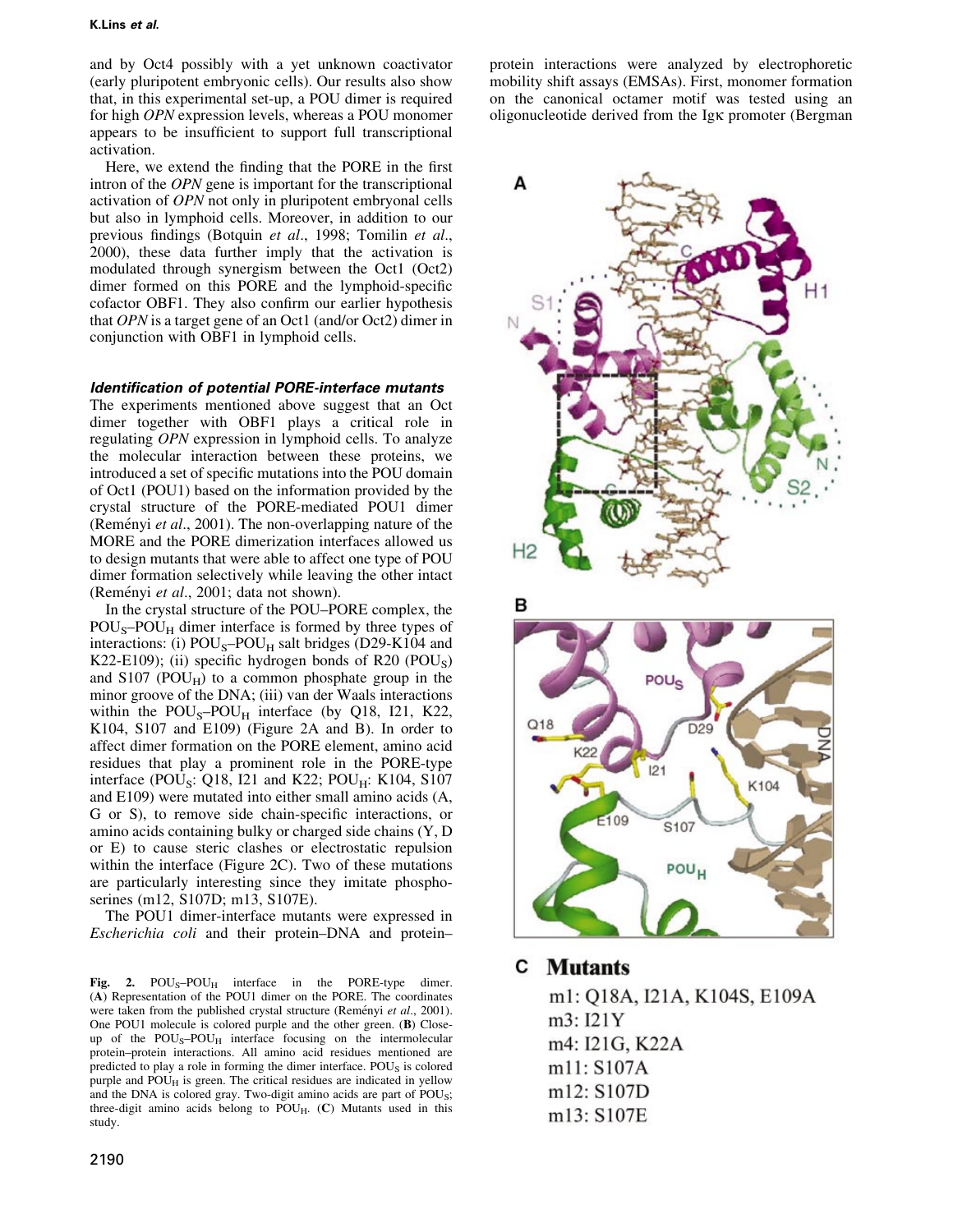and by Oct4 possibly with a yet unknown coactivator (early pluripotent embryonic cells). Our results also show that, in this experimental set-up, a POU dimer is required for high *OPN* expression levels, whereas a POU monomer appears to be insufficient to support full transcriptional activation.

Here, we extend the finding that the PORE in the first intron of the *OPN* gene is important for the transcriptional activation of *OPN* not only in pluripotent embryonal cells but also in lymphoid cells. Moreover, in addition to our previous findings (Botquin *et al*., 1998; Tomilin *et al*., 2000), these data further imply that the activation is modulated through synergism between the Oct1 (Oct2) dimer formed on this PORE and the lymphoid-specific cofactor OBF1. They also confirm our earlier hypothesis that *OPN* is a target gene of an Oct1 (and/or Oct2) dimer in conjunction with OBF1 in lymphoid cells.

### *Identification of potential PORE-interface mutants*

The experiments mentioned above suggest that an Oct dimer together with OBF1 plays a critical role in regulating *OPN* expression in lymphoid cells. To analyze the molecular interaction between these proteins, we introduced a set of specific mutations into the POU domain of Oct1 (POU1) based on the information provided by the crystal structure of the PORE-mediated POU1 dimer (Reményi *et al*., 2001). The non-overlapping nature of the MORE and the PORE dimerization interfaces allowed us to design mutants that were able to affect one type of POU dimer formation selectively while leaving the other intact (Reményi *et al*., 2001; data not shown).

In the crystal structure of the POU–PORE complex, the $POU_S$–$POU_H$ dimer interface is formed by three types of interactions: (i) $POU_S$–$POU_H$ salt bridges (D29-K104 and K22-E109); (ii) specific hydrogen bonds of R20 ($POU_S$) and S107 ($POU_H$) to a common phosphate group in the minor groove of the DNA; (iii) van der Waals interactions within the $POU_S$–$POU_H$ interface (by Q18, I21, K22, K104, S107 and E109) (Figure 2A and B). In order to affect dimer formation on the PORE element, amino acid residues that play a prominent role in the PORE-type interface ($POU_S$: Q18, I21 and K22; $POU_H$: K104, S107 and E109) were mutated into either small amino acids (A, G or S), to remove side chain-specific interactions, or amino acids containing bulky or charged side chains (Y, D or E) to cause steric clashes or electrostatic repulsion within the interface (Figure 2C). Two of these mutations are particularly interesting since they imitate phosphoserines (m12, S107D; m13, S107E).

The POU1 dimer-interface mutants were expressed in *Escherichia coli* and their protein–DNA and protein–protein interactions were analyzed by electrophoretic mobility shift assays (EMSAs). First, monomer formation on the canonical octamer motif was tested using an oligonucleotide derived from the Igκ promoter (Bergman

**C Mutants**

m1: Q18A, I21A, K104S, E109A
m3: I21Y
m4: I21G, K22A
m11: S107A
m12: S107D
m13: S107E

**Fig. 2.** $POU_S$–$POU_H$ interface in the PORE-type dimer. (**A**) Representation of the POU1 dimer on the PORE. The coordinates were taken from the published crystal structure (Reményi *et al*., 2001). One POU1 molecule is colored purple and the other green. (**B**) Close-up of the $POU_S$–$POU_H$ interface focusing on the intermolecular protein–protein interactions. All amino acid residues mentioned are predicted to play a role in forming the dimer interface. $POU_S$ is colored purple and $POU_H$ is green. The critical residues are indicated in yellow and the DNA is colored gray. Two-digit amino acids are part of $POU_S$; three-digit amino acids belong to $POU_H$. (**C**) Mutants used in this study.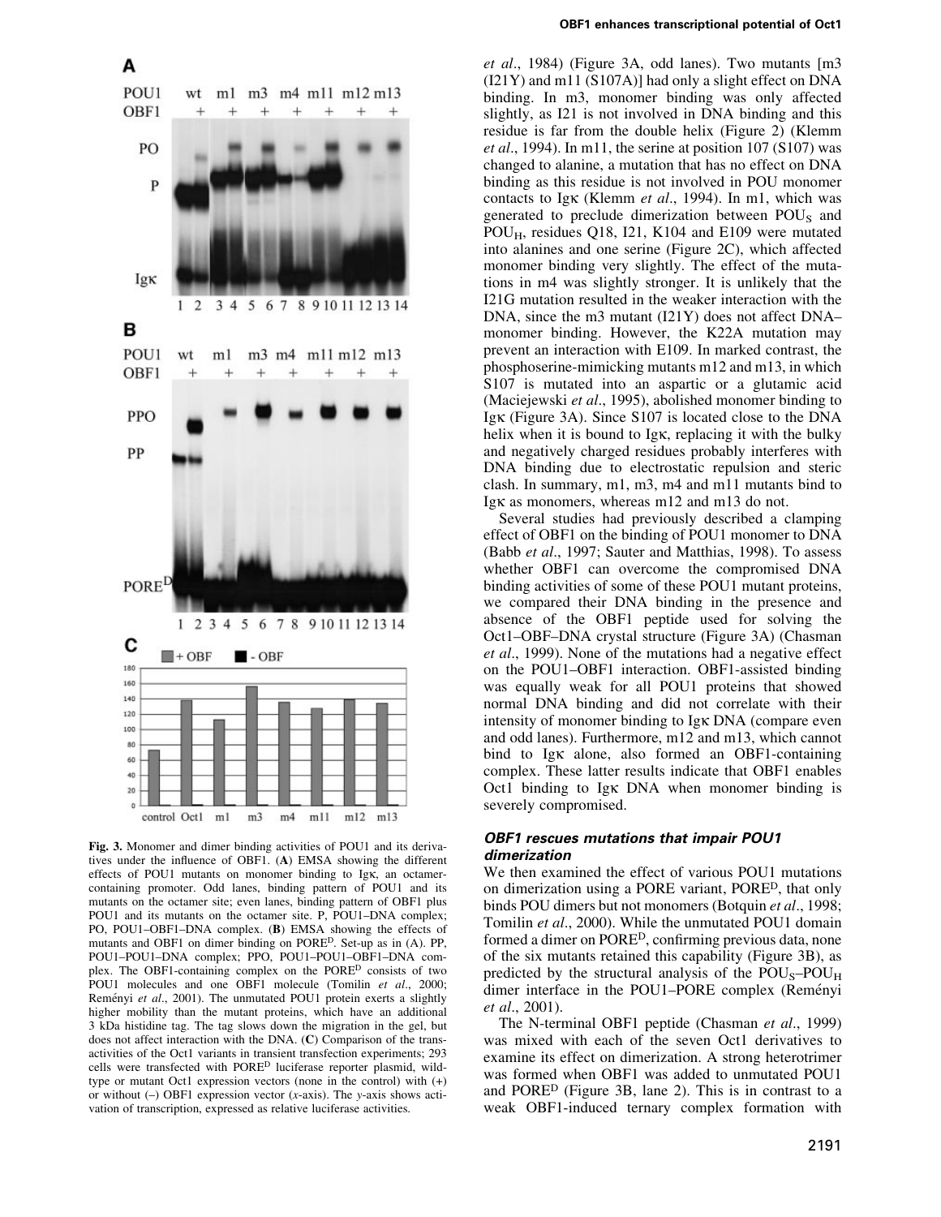**Fig. 3.** Monomer and dimer binding activities of POU1 and its derivatives under the influence of OBF1. (**A**) EMSA showing the different effects of POU1 mutants on monomer binding to Igκ, an octamer-containing promoter. Odd lanes, binding pattern of POU1 and its mutants on the octamer site; even lanes, binding pattern of OBF1 plus POU1 and its mutants on the octamer site. P, POU1–DNA complex; PO, POU1–OBF1–DNA complex. (**B**) EMSA showing the effects of mutants and OBF1 on dimer binding on PORE$^D$. Set-up as in (A). PP, POU1–POU1–DNA complex; PPO, POU1–POU1–OBF1–DNA complex. The OBF1-containing complex on the PORE$^D$ consists of two POU1 molecules and one OBF1 molecule (Tomilin *et al*., 2000; Reményi *et al*., 2001). The unmutated POU1 protein exerts a slightly higher mobility than the mutant proteins, which have an additional 3 kDa histidine tag. The tag slows down the migration in the gel, but does not affect interaction with the DNA. (**C**) Comparison of the transactivities of the Oct1 variants in transient transfection experiments; 293 cells were transfected with PORE$^D$ luciferase reporter plasmid, wild-type or mutant Oct1 expression vectors (none in the control) with (+) or without (–) OBF1 expression vector (*x*-axis). The *y*-axis shows activation of transcription, expressed as relative luciferase activities.

*et al*., 1984) (Figure 3A, odd lanes). Two mutants [m3 (I21Y) and m11 (S107A)] had only a slight effect on DNA binding. In m3, monomer binding was only affected slightly, as I21 is not involved in DNA binding and this residue is far from the double helix (Figure 2) (Klemm *et al*., 1994). In m11, the serine at position 107 (S107) was changed to alanine, a mutation that has no effect on DNA binding as this residue is not involved in POU monomer contacts to Igκ (Klemm *et al*., 1994). In m1, which was generated to preclude dimerization between $POU_S$ and $POU_H$, residues Q18, I21, K104 and E109 were mutated into alanines and one serine (Figure 2C), which affected monomer binding very slightly. The effect of the mutations in m4 was slightly stronger. It is unlikely that the I21G mutation resulted in the weaker interaction with the DNA, since the m3 mutant (I21Y) does not affect DNA–monomer binding. However, the K22A mutation may prevent an interaction with E109. In marked contrast, the phosphoserine-mimicking mutants m12 and m13, in which S107 is mutated into an aspartic or a glutamic acid (Maciejewski *et al*., 1995), abolished monomer binding to Igκ (Figure 3A). Since S107 is located close to the DNA helix when it is bound to Igκ, replacing it with the bulky and negatively charged residues probably interferes with DNA binding due to electrostatic repulsion and steric clash. In summary, m1, m3, m4 and m11 mutants bind to Igκ as monomers, whereas m12 and m13 do not.

Several studies had previously described a clamping effect of OBF1 on the binding of POU1 monomer to DNA (Babb *et al*., 1997; Sauter and Matthias, 1998). To assess whether OBF1 can overcome the compromised DNA binding activities of some of these POU1 mutant proteins, we compared their DNA binding in the presence and absence of the OBF1 peptide used for solving the Oct1–OBF–DNA crystal structure (Figure 3A) (Chasman *et al*., 1999). None of the mutations had a negative effect on the POU1–OBF1 interaction. OBF1-assisted binding was equally weak for all POU1 proteins that showed normal DNA binding and did not correlate with their intensity of monomer binding to Igκ DNA (compare even and odd lanes). Furthermore, m12 and m13, which cannot bind to Igκ alone, also formed an OBF1-containing complex. These latter results indicate that OBF1 enables Oct1 binding to Igκ DNA when monomer binding is severely compromised.

### *OBF1 rescues mutations that impair POU1 dimerization*

We then examined the effect of various POU1 mutations on dimerization using a PORE variant, PORE$^D$, that only binds POU dimers but not monomers (Botquin *et al*., 1998; Tomilin *et al*., 2000). While the unmutated POU1 domain formed a dimer on PORE$^D$, confirming previous data, none of the six mutants retained this capability (Figure 3B), as predicted by the structural analysis of the $POU_S$–$POU_H$ dimer interface in the POU1–PORE complex (Reményi *et al*., 2001).

The N-terminal OBF1 peptide (Chasman *et al*., 1999) was mixed with each of the seven Oct1 derivatives to examine its effect on dimerization. A strong heterotrimer was formed when OBF1 was added to unmutated POU1 and PORE$^D$ (Figure 3B, lane 2). This is in contrast to a weak OBF1-induced ternary complex formation with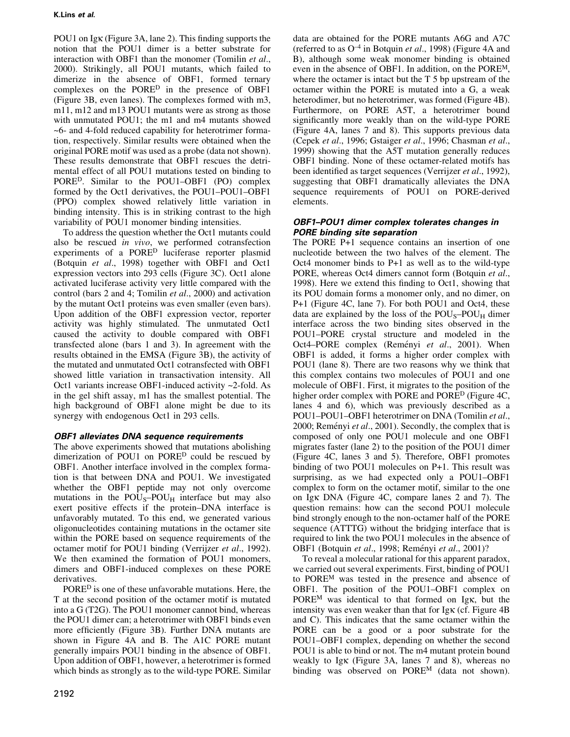POU1 on Igκ (Figure 3A, lane 2). This finding supports the notion that the POU1 dimer is a better substrate for interaction with OBF1 than the monomer (Tomilin *et al.*, 2000). Strikingly, all POU1 mutants, which failed to dimerize in the absence of OBF1, formed ternary complexes on the PORE$^D$ in the presence of OBF1 (Figure 3B, even lanes). The complexes formed with m3, m11, m12 and m13 POU1 mutants were as strong as those with unmutated POU1; the m1 and m4 mutants showed ~6- and 4-fold reduced capability for heterotrimer formation, respectively. Similar results were obtained when the original PORE motif was used as a probe (data not shown). These results demonstrate that OBF1 rescues the detrimental effect of all POU1 mutations tested on binding to PORE$^D$. Similar to the POU1–OBF1 (PO) complex formed by the Oct1 derivatives, the POU1–POU1–OBF1 (PPO) complex showed relatively little variation in binding intensity. This is in striking contrast to the high variability of POU1 monomer binding intensities.

To address the question whether the Oct1 mutants could also be rescued *in vivo*, we performed cotransfection experiments of a PORE$^D$ luciferase reporter plasmid (Botquin *et al.*, 1998) together with OBF1 and Oct1 expression vectors into 293 cells (Figure 3C). Oct1 alone activated luciferase activity very little compared with the control (bars 2 and 4; Tomilin *et al.*, 2000) and activation by the mutant Oct1 proteins was even smaller (even bars). Upon addition of the OBF1 expression vector, reporter activity was highly stimulated. The unmutated Oct1 caused the activity to double compared with OBF1 transfected alone (bars 1 and 3). In agreement with the results obtained in the EMSA (Figure 3B), the activity of the mutated and unmutated Oct1 cotransfected with OBF1 showed little variation in transactivation intensity. All Oct1 variants increase OBF1-induced activity ~2-fold. As in the gel shift assay, m1 has the smallest potential. The high background of OBF1 alone might be due to its synergy with endogenous Oct1 in 293 cells.

### *OBF1 alleviates DNA sequence requirements*

The above experiments showed that mutations abolishing dimerization of POU1 on PORE$^D$ could be rescued by OBF1. Another interface involved in the complex formation is that between DNA and POU1. We investigated whether the OBF1 peptide may not only overcome mutations in the $POU_S$–$POU_H$ interface but may also exert positive effects if the protein–DNA interface is unfavorably mutated. To this end, we generated various oligonucleotides containing mutations in the octamer site within the PORE based on sequence requirements of the octamer motif for POU1 binding (Verrijzer *et al.*, 1992). We then examined the formation of POU1 monomers, dimers and OBF1-induced complexes on these PORE derivatives.

PORE$^D$ is one of these unfavorable mutations. Here, the T at the second position of the octamer motif is mutated into a G (T2G). The POU1 monomer cannot bind, whereas the POU1 dimer can; a heterotrimer with OBF1 binds even more efficiently (Figure 3B). Further DNA mutants are shown in Figure 4A and B. The A1C PORE mutant generally impairs POU1 binding in the absence of OBF1. Upon addition of OBF1, however, a heterotrimer is formed which binds as strongly as to the wild-type PORE. Similar data are obtained for the PORE mutants A6G and A7C (referred to as $O^{-4}$ in Botquin *et al.*, 1998) (Figure 4A and B), although some weak monomer binding is obtained even in the absence of OBF1. In addition, on the PORE$^M$, where the octamer is intact but the T 5 bp upstream of the octamer within the PORE is mutated into a G, a weak heterodimer, but no heterotrimer, was formed (Figure 4B). Furthermore, on PORE A5T, a heterotrimer bound significantly more weakly than on the wild-type PORE (Figure 4A, lanes 7 and 8). This supports previous data (Cepek *et al.*, 1996; Gstaiger *et al.*, 1996; Chasman *et al.*, 1999) showing that the A5T mutation generally reduces OBF1 binding. None of these octamer-related motifs has been identified as target sequences (Verrijzer *et al.*, 1992), suggesting that OBF1 dramatically alleviates the DNA sequence requirements of POU1 on PORE-derived elements.

### *OBF1–POU1 dimer complex tolerates changes in PORE binding site separation*

The PORE P+1 sequence contains an insertion of one nucleotide between the two halves of the element. The Oct4 monomer binds to P+1 as well as to the wild-type PORE, whereas Oct4 dimers cannot form (Botquin *et al.*, 1998). Here we extend this finding to Oct1, showing that its POU domain forms a monomer only, and no dimer, on P+1 (Figure 4C, lane 7). For both POU1 and Oct4, these data are explained by the loss of the $POU_S$–$POU_H$ dimer interface across the two binding sites observed in the POU1–PORE crystal structure and modeled in the Oct4–PORE complex (Reményi *et al.*, 2001). When OBF1 is added, it forms a higher order complex with POU1 (lane 8). There are two reasons why we think that this complex contains two molecules of POU1 and one molecule of OBF1. First, it migrates to the position of the higher order complex with PORE and PORE$^D$ (Figure 4C, lanes 4 and 6), which was previously described as a POU1–POU1–OBF1 heterotrimer on DNA (Tomilin *et al.*, 2000; Reményi *et al.*, 2001). Secondly, the complex that is composed of only one POU1 molecule and one OBF1 migrates faster (lane 2) to the position of the POU1 dimer (Figure 4C, lanes 3 and 5). Therefore, OBF1 promotes binding of two POU1 molecules on P+1. This result was surprising, as we had expected only a POU1–OBF1 complex to form on the octamer motif, similar to the one on Igκ DNA (Figure 4C, compare lanes 2 and 7). The question remains: how can the second POU1 molecule bind strongly enough to the non-octamer half of the PORE sequence (ATTTG) without the bridging interface that is required to link the two POU1 molecules in the absence of OBF1 (Botquin *et al.*, 1998; Reményi *et al.*, 2001)?

To reveal a molecular rational for this apparent paradox, we carried out several experiments. First, binding of POU1 to PORE$^M$ was tested in the presence and absence of OBF1. The position of the POU1–OBF1 complex on PORE$^M$ was identical to that formed on Igκ, but the intensity was even weaker than that for Igκ (cf. Figure 4B and C). This indicates that the same octamer within the PORE can be a good or a poor substrate for the POU1–OBF1 complex, depending on whether the second POU1 is able to bind or not. The m4 mutant protein bound weakly to Igκ (Figure 3A, lanes 7 and 8), whereas no binding was observed on PORE$^M$ (data not shown).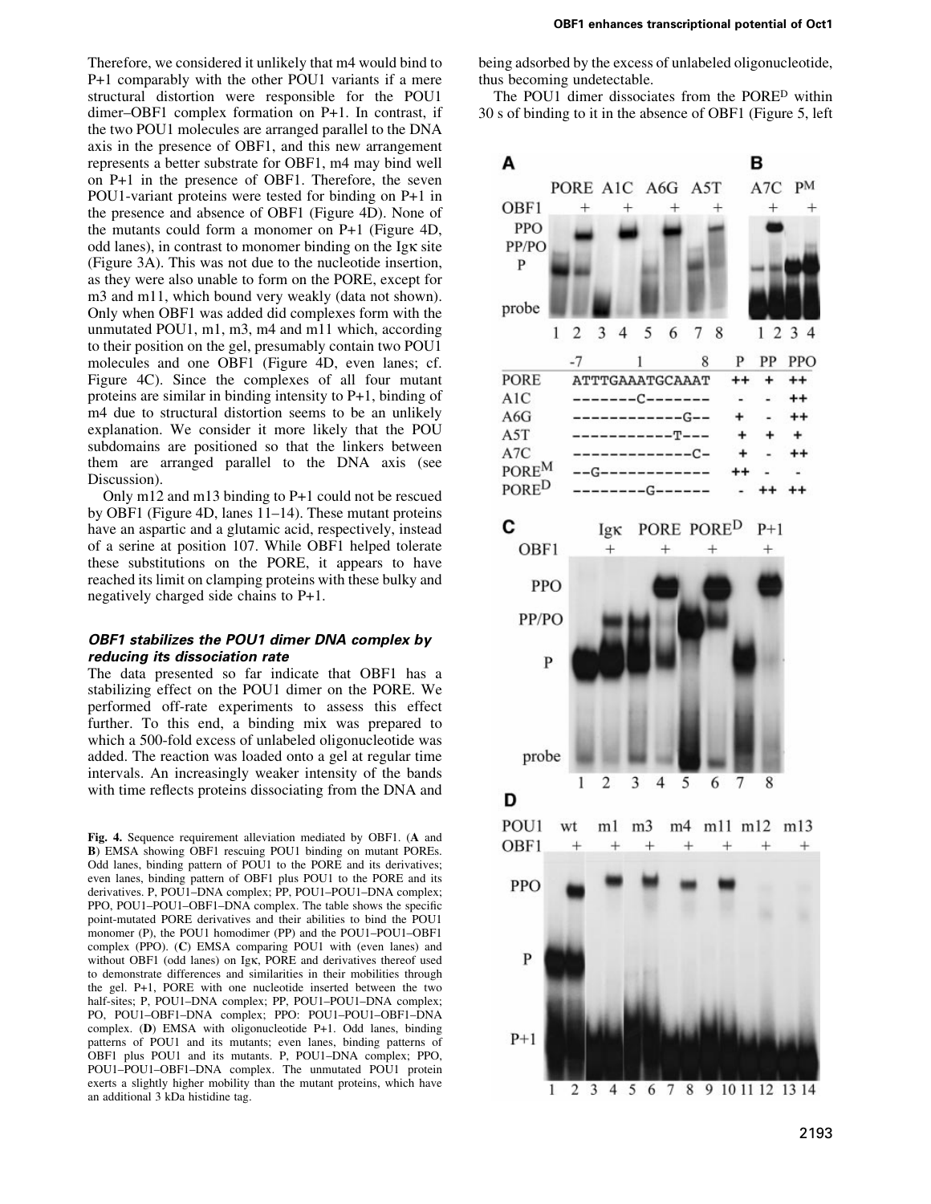Therefore, we considered it unlikely that m4 would bind to P+1 comparably with the other POU1 variants if a mere structural distortion were responsible for the POU1 dimer–OBF1 complex formation on P+1. In contrast, if the two POU1 molecules are arranged parallel to the DNA axis in the presence of OBF1, and this new arrangement represents a better substrate for OBF1, m4 may bind well on P+1 in the presence of OBF1. Therefore, the seven POU1-variant proteins were tested for binding on P+1 in the presence and absence of OBF1 (Figure 4D). None of the mutants could form a monomer on P+1 (Figure 4D, odd lanes), in contrast to monomer binding on the Igκ site (Figure 3A). This was not due to the nucleotide insertion, as they were also unable to form on the PORE, except for m3 and m11, which bound very weakly (data not shown). Only when OBF1 was added did complexes form with the unmutated POU1, m1, m3, m4 and m11 which, according to their position on the gel, presumably contain two POU1 molecules and one OBF1 (Figure 4D, even lanes; cf. Figure 4C). Since the complexes of all four mutant proteins are similar in binding intensity to P+1, binding of m4 due to structural distortion seems to be an unlikely explanation. We consider it more likely that the POU subdomains are positioned so that the linkers between them are arranged parallel to the DNA axis (see Discussion).

Only m12 and m13 binding to P+1 could not be rescued by OBF1 (Figure 4D, lanes 11–14). These mutant proteins have an aspartic and a glutamic acid, respectively, instead of a serine at position 107. While OBF1 helped tolerate these substitutions on the PORE, it appears to have reached its limit on clamping proteins with these bulky and negatively charged side chains to P+1.

### *OBF1 stabilizes the POU1 dimer DNA complex by reducing its dissociation rate*

The data presented so far indicate that OBF1 has a stabilizing effect on the POU1 dimer on the PORE. We performed off-rate experiments to assess this effect further. To this end, a binding mix was prepared to which a 500-fold excess of unlabeled oligonucleotide was added. The reaction was loaded onto a gel at regular time intervals. An increasingly weaker intensity of the bands with time reflects proteins dissociating from the DNA and being adsorbed by the excess of unlabeled oligonucleotide, thus becoming undetectable.

The POU1 dimer dissociates from the PORE$^{D}$ within 30 s of binding to it in the absence of OBF1 (Figure 5, left

| | -7 1 8 | P | PP | PPO |
|---|---|---|---|---|
| PORE | ATTTGAAATGCAAAT | ++ | + | ++ |
| A1C | -------C------- | - | - | ++ |
| A6G | ------------G-- | + | - | ++ |
| A5T | -----------T--- | + | + | + |
| A7C | -------------C- | + | - | ++ |
| PORE$^{M}$ | --G------------ | ++ | - | - |
| PORE$^{D}$ | --------G------ | - | ++ | ++ |

**Fig. 4.** Sequence requirement alleviation mediated by OBF1. (**A** and **B**) EMSA showing OBF1 rescuing POU1 binding on mutant POREs. Odd lanes, binding pattern of POU1 to the PORE and its derivatives; even lanes, binding pattern of OBF1 plus POU1 to the PORE and its derivatives. P, POU1–DNA complex; PP, POU1–POU1–DNA complex; PPO, POU1–POU1–OBF1–DNA complex. The table shows the specific point-mutated PORE derivatives and their abilities to bind the POU1 monomer (P), the POU1 homodimer (PP) and the POU1–POU1–OBF1 complex (PPO). (**C**) EMSA comparing POU1 with (even lanes) and without OBF1 (odd lanes) on Igκ, PORE and derivatives thereof used to demonstrate differences and similarities in their mobilities through the gel. P+1, PORE with one nucleotide inserted between the two half-sites; P, POU1–DNA complex; PP, POU1–POU1–DNA complex; PO, POU1–OBF1–DNA complex; PPO: POU1–POU1–OBF1–DNA complex. (**D**) EMSA with oligonucleotide P+1. Odd lanes, binding patterns of POU1 and its mutants; even lanes, binding patterns of OBF1 plus POU1 and its mutants. P, POU1–DNA complex; PPO, POU1–POU1–OBF1–DNA complex. The unmutated POU1 protein exerts a slightly higher mobility than the mutant proteins, which have an additional 3 kDa histidine tag.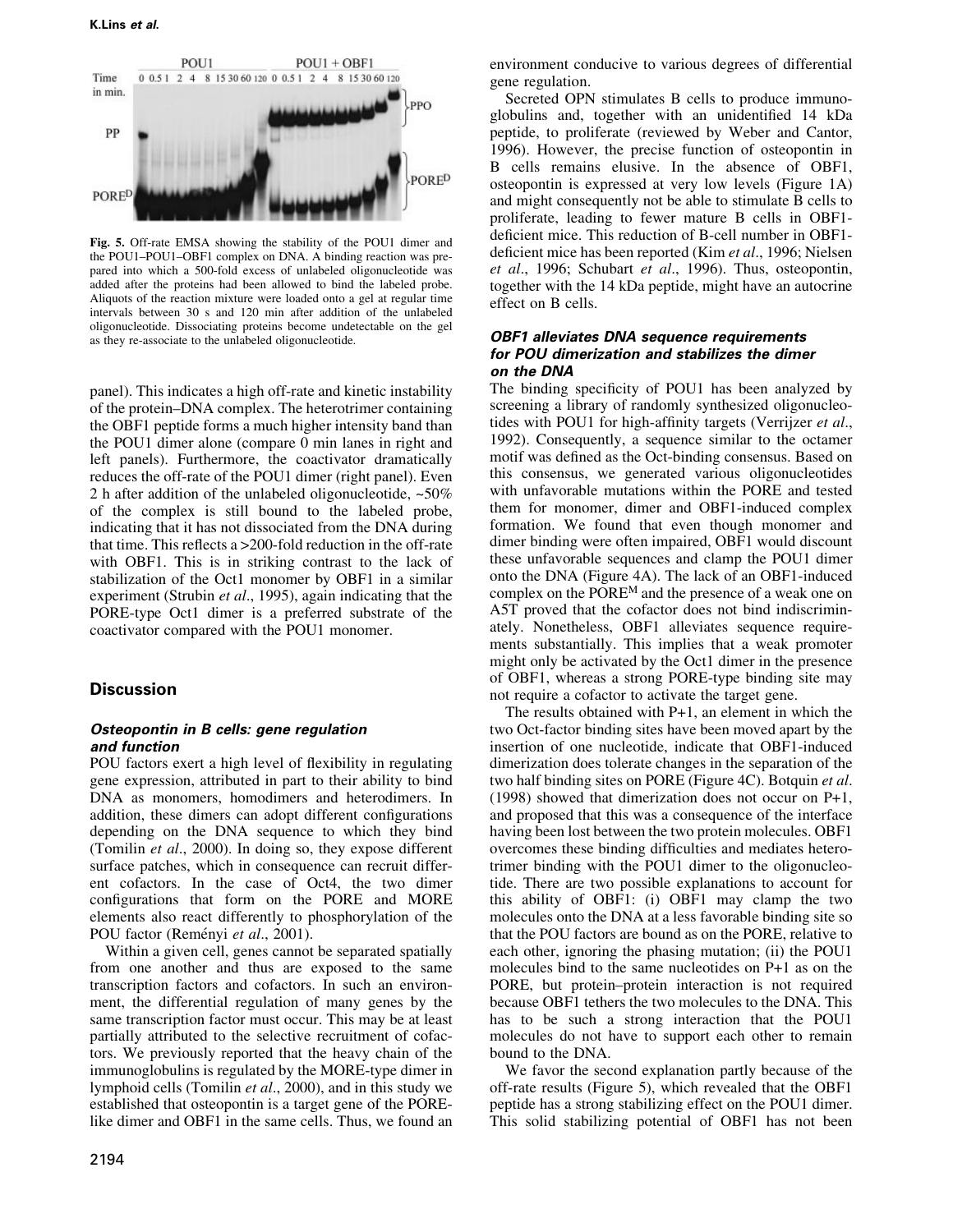Fig. 5. Off-rate EMSA showing the stability of the POU1 dimer and the POU1–POU1–OBF1 complex on DNA. A binding reaction was prepared into which a 500-fold excess of unlabeled oligonucleotide was added after the proteins had been allowed to bind the labeled probe. Aliquots of the reaction mixture were loaded onto a gel at regular time intervals between 30 s and 120 min after addition of the unlabeled oligonucleotide. Dissociating proteins become undetectable on the gel as they re-associate to the unlabeled oligonucleotide.

panel). This indicates a high off-rate and kinetic instability of the protein–DNA complex. The heterotrimer containing the OBF1 peptide forms a much higher intensity band than the POU1 dimer alone (compare 0 min lanes in right and left panels). Furthermore, the coactivator dramatically reduces the off-rate of the POU1 dimer (right panel). Even 2 h after addition of the unlabeled oligonucleotide, ~50% of the complex is still bound to the labeled probe, indicating that it has not dissociated from the DNA during that time. This reflects a >200-fold reduction in the off-rate with OBF1. This is in striking contrast to the lack of stabilization of the Oct1 monomer by OBF1 in a similar experiment (Strubin *et al*., 1995), again indicating that the PORE-type Oct1 dimer is a preferred substrate of the coactivator compared with the POU1 monomer.

## Discussion

### *Osteopontin in B cells: gene regulation and function*

POU factors exert a high level of flexibility in regulating gene expression, attributed in part to their ability to bind DNA as monomers, homodimers and heterodimers. In addition, these dimers can adopt different configurations depending on the DNA sequence to which they bind (Tomilin *et al*., 2000). In doing so, they expose different surface patches, which in consequence can recruit different cofactors. In the case of Oct4, the two dimer configurations that form on the PORE and MORE elements also react differently to phosphorylation of the POU factor (Reményi *et al*., 2001).

Within a given cell, genes cannot be separated spatially from one another and thus are exposed to the same transcription factors and cofactors. In such an environment, the differential regulation of many genes by the same transcription factor must occur. This may be at least partially attributed to the selective recruitment of cofactors. We previously reported that the heavy chain of the immunoglobulins is regulated by the MORE-type dimer in lymphoid cells (Tomilin *et al*., 2000), and in this study we established that osteopontin is a target gene of the PORE-like dimer and OBF1 in the same cells. Thus, we found an environment conducive to various degrees of differential gene regulation.

Secreted OPN stimulates B cells to produce immunoglobulins and, together with an unidentified 14 kDa peptide, to proliferate (reviewed by Weber and Cantor, 1996). However, the precise function of osteopontin in B cells remains elusive. In the absence of OBF1, osteopontin is expressed at very low levels (Figure 1A) and might consequently not be able to stimulate B cells to proliferate, leading to fewer mature B cells in OBF1-deficient mice. This reduction of B-cell number in OBF1-deficient mice has been reported (Kim *et al*., 1996; Nielsen *et al*., 1996; Schubart *et al*., 1996). Thus, osteopontin, together with the 14 kDa peptide, might have an autocrine effect on B cells.

### *OBF1 alleviates DNA sequence requirements for POU dimerization and stabilizes the dimer on the DNA*

The binding specificity of POU1 has been analyzed by screening a library of randomly synthesized oligonucleotides with POU1 for high-affinity targets (Verrijzer *et al*., 1992). Consequently, a sequence similar to the octamer motif was defined as the Oct-binding consensus. Based on this consensus, we generated various oligonucleotides with unfavorable mutations within the PORE and tested them for monomer, dimer and OBF1-induced complex formation. We found that even though monomer and dimer binding were often impaired, OBF1 would discount these unfavorable sequences and clamp the POU1 dimer onto the DNA (Figure 4A). The lack of an OBF1-induced complex on the PORE$^{M}$ and the presence of a weak one on A5T proved that the cofactor does not bind indiscriminately. Nonetheless, OBF1 alleviates sequence requirements substantially. This implies that a weak promoter might only be activated by the Oct1 dimer in the presence of OBF1, whereas a strong PORE-type binding site may not require a cofactor to activate the target gene.

The results obtained with P+1, an element in which the two Oct-factor binding sites have been moved apart by the insertion of one nucleotide, indicate that OBF1-induced dimerization does tolerate changes in the separation of the two half binding sites on PORE (Figure 4C). Botquin *et al*. (1998) showed that dimerization does not occur on P+1, and proposed that this was a consequence of the interface having been lost between the two protein molecules. OBF1 overcomes these binding difficulties and mediates heterotrimer binding with the POU1 dimer to the oligonucleotide. There are two possible explanations to account for this ability of OBF1: (i) OBF1 may clamp the two molecules onto the DNA at a less favorable binding site so that the POU factors are bound as on the PORE, relative to each other, ignoring the phasing mutation; (ii) the POU1 molecules bind to the same nucleotides on P+1 as on the PORE, but protein–protein interaction is not required because OBF1 tethers the two molecules to the DNA. This has to be such a strong interaction that the POU1 molecules do not have to support each other to remain bound to the DNA.

We favor the second explanation partly because of the off-rate results (Figure 5), which revealed that the OBF1 peptide has a strong stabilizing effect on the POU1 dimer. This solid stabilizing potential of OBF1 has not been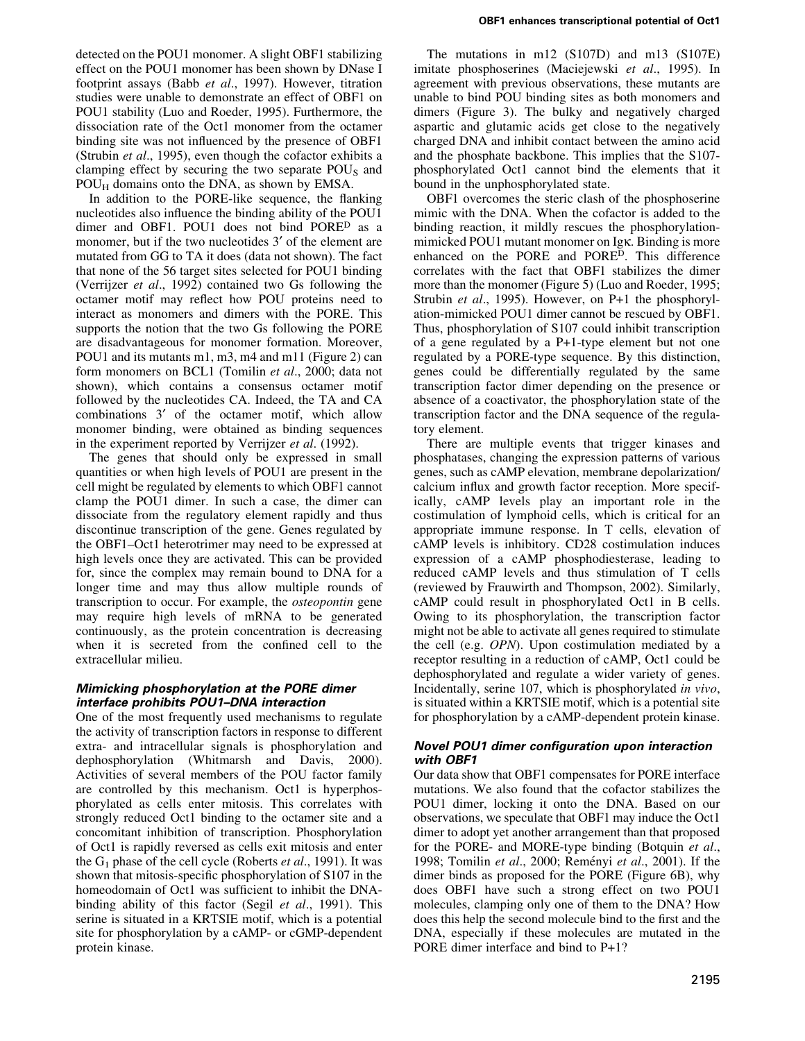detected on the POU1 monomer. A slight OBF1 stabilizing effect on the POU1 monomer has been shown by DNase I footprint assays (Babb *et al*., 1997). However, titration studies were unable to demonstrate an effect of OBF1 on POU1 stability (Luo and Roeder, 1995). Furthermore, the dissociation rate of the Oct1 monomer from the octamer binding site was not influenced by the presence of OBF1 (Strubin *et al*., 1995), even though the cofactor exhibits a clamping effect by securing the two separate $POU_S$ and $POU_H$ domains onto the DNA, as shown by EMSA.

In addition to the PORE-like sequence, the flanking nucleotides also influence the binding ability of the POU1 dimer and OBF1. POU1 does not bind $PORE^D$ as a monomer, but if the two nucleotides 3′ of the element are mutated from GG to TA it does (data not shown). The fact that none of the 56 target sites selected for POU1 binding (Verrijzer *et al*., 1992) contained two Gs following the octamer motif may reflect how POU proteins need to interact as monomers and dimers with the PORE. This supports the notion that the two Gs following the PORE are disadvantageous for monomer formation. Moreover, POU1 and its mutants m1, m3, m4 and m11 (Figure 2) can form monomers on BCL1 (Tomilin *et al*., 2000; data not shown), which contains a consensus octamer motif followed by the nucleotides CA. Indeed, the TA and CA combinations 3′ of the octamer motif, which allow monomer binding, were obtained as binding sequences in the experiment reported by Verrijzer *et al*. (1992).

The genes that should only be expressed in small quantities or when high levels of POU1 are present in the cell might be regulated by elements to which OBF1 cannot clamp the POU1 dimer. In such a case, the dimer can dissociate from the regulatory element rapidly and thus discontinue transcription of the gene. Genes regulated by the OBF1–Oct1 heterotrimer may need to be expressed at high levels once they are activated. This can be provided for, since the complex may remain bound to DNA for a longer time and may thus allow multiple rounds of transcription to occur. For example, the *osteopontin* gene may require high levels of mRNA to be generated continuously, as the protein concentration is decreasing when it is secreted from the confined cell to the extracellular milieu.

### *Mimicking phosphorylation at the PORE dimer interface prohibits POU1–DNA interaction*

One of the most frequently used mechanisms to regulate the activity of transcription factors in response to different extra- and intracellular signals is phosphorylation and dephosphorylation (Whitmarsh and Davis, 2000). Activities of several members of the POU factor family are controlled by this mechanism. Oct1 is hyperphosphorylated as cells enter mitosis. This correlates with strongly reduced Oct1 binding to the octamer site and a concomitant inhibition of transcription. Phosphorylation of Oct1 is rapidly reversed as cells exit mitosis and enter the $G_1$ phase of the cell cycle (Roberts *et al*., 1991). It was shown that mitosis-specific phosphorylation of S107 in the homeodomain of Oct1 was sufficient to inhibit the DNA-binding ability of this factor (Segil *et al*., 1991). This serine is situated in a KRTSIE motif, which is a potential site for phosphorylation by a cAMP- or cGMP-dependent protein kinase.

The mutations in m12 (S107D) and m13 (S107E) imitate phosphoserines (Maciejewski *et al*., 1995). In agreement with previous observations, these mutants are unable to bind POU binding sites as both monomers and dimers (Figure 3). The bulky and negatively charged aspartic and glutamic acids get close to the negatively charged DNA and inhibit contact between the amino acid and the phosphate backbone. This implies that the S107-phosphorylated Oct1 cannot bind the elements that it bound in the unphosphorylated state.

OBF1 overcomes the steric clash of the phosphoserine mimic with the DNA. When the cofactor is added to the binding reaction, it mildly rescues the phosphorylation-mimicked POU1 mutant monomer on Igκ. Binding is more enhanced on the PORE and $PORE^D$. This difference correlates with the fact that OBF1 stabilizes the dimer more than the monomer (Figure 5) (Luo and Roeder, 1995; Strubin *et al*., 1995). However, on P+1 the phosphorylation-mimicked POU1 dimer cannot be rescued by OBF1. Thus, phosphorylation of S107 could inhibit transcription of a gene regulated by a P+1-type element but not one regulated by a PORE-type sequence. By this distinction, genes could be differentially regulated by the same transcription factor dimer depending on the presence or absence of a coactivator, the phosphorylation state of the transcription factor and the DNA sequence of the regulatory element.

There are multiple events that trigger kinases and phosphatases, changing the expression patterns of various genes, such as cAMP elevation, membrane depolarization/calcium influx and growth factor reception. More specifically, cAMP levels play an important role in the costimulation of lymphoid cells, which is critical for an appropriate immune response. In T cells, elevation of cAMP levels is inhibitory. CD28 costimulation induces expression of a cAMP phosphodiesterase, leading to reduced cAMP levels and thus stimulation of T cells (reviewed by Frauwirth and Thompson, 2002). Similarly, cAMP could result in phosphorylated Oct1 in B cells. Owing to its phosphorylation, the transcription factor might not be able to activate all genes required to stimulate the cell (e.g. *OPN*). Upon costimulation mediated by a receptor resulting in a reduction of cAMP, Oct1 could be dephosphorylated and regulate a wider variety of genes. Incidentally, serine 107, which is phosphorylated *in vivo*, is situated within a KRTSIE motif, which is a potential site for phosphorylation by a cAMP-dependent protein kinase.

### *Novel POU1 dimer configuration upon interaction with OBF1*

Our data show that OBF1 compensates for PORE interface mutations. We also found that the cofactor stabilizes the POU1 dimer, locking it onto the DNA. Based on our observations, we speculate that OBF1 may induce the Oct1 dimer to adopt yet another arrangement than that proposed for the PORE- and MORE-type binding (Botquin *et al*., 1998; Tomilin *et al*., 2000; Reményi *et al*., 2001). If the dimer binds as proposed for the PORE (Figure 6B), why does OBF1 have such a strong effect on two POU1 molecules, clamping only one of them to the DNA? How does this help the second molecule bind to the first and the DNA, especially if these molecules are mutated in the PORE dimer interface and bind to P+1?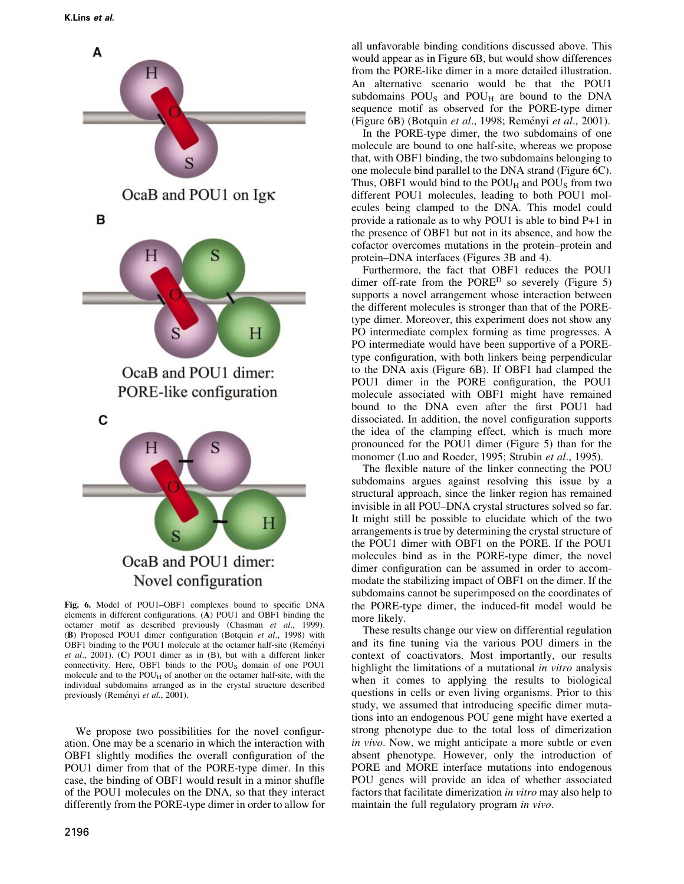Fig. 6. Model of POU1–OBF1 complexes bound to specific DNA elements in different configurations. (**A**) POU1 and OBF1 binding the octamer motif as described previously (Chasman *et al*., 1999). (**B**) Proposed POU1 dimer configuration (Botquin *et al*., 1998) with OBF1 binding to the POU1 molecule at the octamer half-site (Reményi *et al*., 2001). (**C**) POU1 dimer as in (B), but with a different linker connectivity. Here, OBF1 binds to the $POU_S$ domain of one POU1 molecule and to the $POU_H$ of another on the octamer half-site, with the individual subdomains arranged as in the crystal structure described previously (Reményi *et al*., 2001).

We propose two possibilities for the novel configuration. One may be a scenario in which the interaction with OBF1 slightly modifies the overall configuration of the POU1 dimer from that of the PORE-type dimer. In this case, the binding of OBF1 would result in a minor shuffle of the POU1 molecules on the DNA, so that they interact differently from the PORE-type dimer in order to allow for all unfavorable binding conditions discussed above. This would appear as in Figure 6B, but would show differences from the PORE-like dimer in a more detailed illustration. An alternative scenario would be that the POU1 subdomains $POU_S$ and $POU_H$ are bound to the DNA sequence motif as observed for the PORE-type dimer (Figure 6B) (Botquin *et al*., 1998; Reményi *et al*., 2001).

In the PORE-type dimer, the two subdomains of one molecule are bound to one half-site, whereas we propose that, with OBF1 binding, the two subdomains belonging to one molecule bind parallel to the DNA strand (Figure 6C). Thus, OBF1 would bind to the $POU_H$ and $POU_S$ from two different POU1 molecules, leading to both POU1 molecules being clamped to the DNA. This model could provide a rationale as to why POU1 is able to bind P+1 in the presence of OBF1 but not in its absence, and how the cofactor overcomes mutations in the protein–protein and protein–DNA interfaces (Figures 3B and 4).

Furthermore, the fact that OBF1 reduces the POU1 dimer off-rate from the $PORE^D$ so severely (Figure 5) supports a novel arrangement whose interaction between the different molecules is stronger than that of the PORE-type dimer. Moreover, this experiment does not show any PO intermediate complex forming as time progresses. A PO intermediate would have been supportive of a PORE-type configuration, with both linkers being perpendicular to the DNA axis (Figure 6B). If OBF1 had clamped the POU1 dimer in the PORE configuration, the POU1 molecule associated with OBF1 might have remained bound to the DNA even after the first POU1 had dissociated. In addition, the novel configuration supports the idea of the clamping effect, which is much more pronounced for the POU1 dimer (Figure 5) than for the monomer (Luo and Roeder, 1995; Strubin *et al*., 1995).

The flexible nature of the linker connecting the POU subdomains argues against resolving this issue by a structural approach, since the linker region has remained invisible in all POU–DNA crystal structures solved so far. It might still be possible to elucidate which of the two arrangements is true by determining the crystal structure of the POU1 dimer with OBF1 on the PORE. If the POU1 molecules bind as in the PORE-type dimer, the novel dimer configuration can be assumed in order to accommodate the stabilizing impact of OBF1 on the dimer. If the subdomains cannot be superimposed on the coordinates of the PORE-type dimer, the induced-fit model would be more likely.

These results change our view on differential regulation and its fine tuning via the various POU dimers in the context of coactivators. Most importantly, our results highlight the limitations of a mutational *in vitro* analysis when it comes to applying the results to biological questions in cells or even living organisms. Prior to this study, we assumed that introducing specific dimer mutations into an endogenous POU gene might have exerted a strong phenotype due to the total loss of dimerization *in vivo*. Now, we might anticipate a more subtle or even absent phenotype. However, only the introduction of PORE and MORE interface mutations into endogenous POU genes will provide an idea of whether associated factors that facilitate dimerization *in vitro* may also help to maintain the full regulatory program *in vivo*.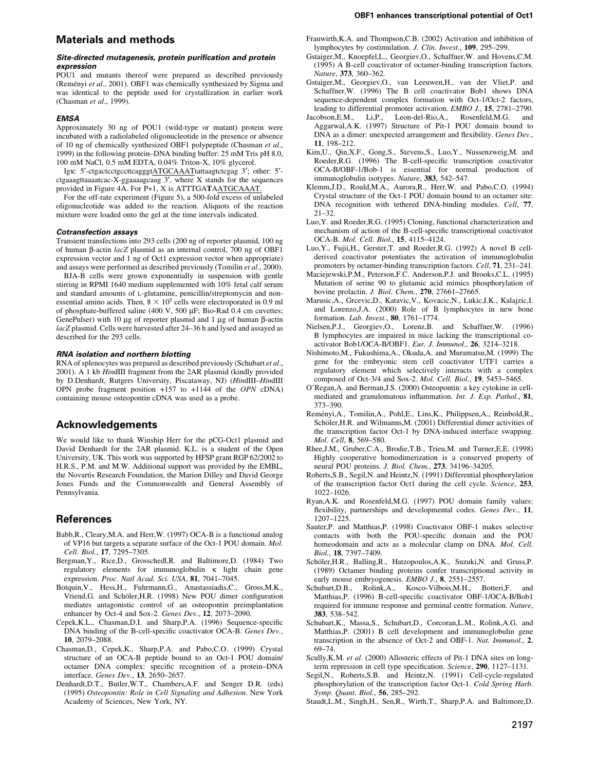## Materials and methods

### *Site-directed mutagenesis, protein purification and protein expression*

POU1 and mutants thereof were prepared as described previously (Reményi *et al*., 2001). OBF1 was chemically synthesized by Sigma and was identical to the peptide used for crystallization in earlier work (Chasman *et al*., 1999).

### *EMSA*

Approximately 30 ng of POU1 (wild-type or mutant) protein were incubated with a radiolabeled oligonucleotide in the presence or absence of 10 ng of chemically synthesized OBF1 polypeptide (Chasman *et al*., 1999) in the following protein–DNA binding buffer: 25 mM Tris pH 8.0, 100 mM NaCl, 0.5 mM EDTA, 0.04% Triton-X, 10% glycerol.

Igκ: 5′-ctgactcctgccttcagggtATGCAAATtattaagtctcgag 3′; other: 5′-ctgaaagttaaaatcac-X-ggaaaagcaag 3′, where X stands for the sequences provided in Figure 4A. For P+1, X is ATTTGATAATGCAAAT.

For the off-rate experiment (Figure 5), a 500-fold excess of unlabeled oligonucleotide was added to the reaction. Aliquots of the reaction mixture were loaded onto the gel at the time intervals indicated.

### *Cotransfection assays*

Transient transfections into 293 cells (200 ng of reporter plasmid, 100 ng of β-actin *lacZ* plasmid as an internal control, 700 ng of OBF1 expression vector and 1 ng of Oct1 expression vector when appropriate) and assays were performed as described previously (Tomilin *et al*., 2000).

BJA-B cells were grown exponentially in suspension with gentle stirring in RPMI 1640 medium supplemented with 10% fetal calf serum and standard amounts of L-glutamine, penicillin/streptomycin and non-essential amino acids. Then, $8 \times 10^5$ cells were electroporated in 0.9 ml of phosphate-buffered saline (400 V, 500 μF; Bio-Rad 0.4 cm cuvettes; GenePulser) with 10 μg of reporter plasmid and 1 μg of human β-actin *lacZ* plasmid. Cells were harvested after 24–36 h and lysed and assayed as described for the 293 cells.

### *RNA isolation and northern blotting*

RNA of splenocytes was prepared as described previously (Schubart *et al*., 2001). A 1 kb *Hin*dIII fragment from the 2AR plasmid (kindly provided by D.Denhardt, Rutgers University, Piscataway, NJ) (*Hin*dIII–*Hin*dIII OPN probe fragment position +157 to +1144 of the *OPN* cDNA) containing mouse osteopontin cDNA was used as a probe.

## Acknowledgements

We would like to thank Winship Herr for the pCG-Oct1 plasmid and David Denhardt for the 2AR plasmid. K.L. is a student of the Open University, UK. This work was supported by HFSP grant RGP 62/2002 to H.R.S., P.M. and M.W. Additional support was provided by the EMBL, the Novartis Research Foundation, the Marion Dilley and David George Jones Funds and the Commonwealth and General Assembly of Pennsylvania.

## References

Babb,R., Cleary,M.A. and Herr,W. (1997) OCA-B is a functional analog of VP16 but targets a separate surface of the Oct-1 POU domain. *Mol. Cell. Biol.*, **17**, 7295–7305.

Bergman,Y., Rice,D., Grosschedl,R. and Baltimore,D. (1984) Two regulatory elements for immunoglobulin κ light chain gene expression. *Proc. Natl Acad. Sci. USA*, **81**, 7041–7045.

Botquin,V., Hess,H., Fuhrmann,G., Anastassiadis,C., Gross,M.K., Vriend,G. and Schöler,H.R. (1998) New POU dimer configuration mediates antagonistic control of an osteopontin preimplantation enhancer by Oct-4 and Sox-2. *Genes Dev.*, **12**, 2073–2090.

Cepek,K.L., Chasman,D.I. and Sharp,P.A. (1996) Sequence-specific DNA binding of the B-cell-specific coactivator OCA-B. *Genes Dev.*, **10**, 2079–2088.

Chasman,D., Cepek,K., Sharp,P.A. and Pabo,C.O. (1999) Crystal structure of an OCA-B peptide bound to an Oct-1 POU domain/octamer DNA complex: specific recognition of a protein–DNA interface. *Genes Dev.*, **13**, 2650–2657.

Denhardt,D.T., Butler,W.T., Chambers,A.F. and Senger D.R. (eds) (1995) *Osteopontin: Role in Cell Signaling and Adhesion*. New York Academy of Sciences, New York, NY.

Frauwirth,K.A. and Thompson,C.B. (2002) Activation and inhibition of lymphocytes by costimulation. *J. Clin. Invest.*, **109**, 295–299.

Gstaiger,M., Knoepfel,L., Georgiev,O., Schaffner,W. and Hovens,C.M. (1995) A B-cell coactivator of octamer-binding transcription factors. *Nature*, **373**, 360–362.

Gstaiger,M., Georgiev,O., van Leeuwen,H., van der Vliet,P. and Schaffner,W. (1996) The B cell coactivator Bob1 shows DNA sequence-dependent complex formation with Oct-1/Oct-2 factors, leading to differential promoter activation. *EMBO J.*, **15**, 2781–2790.

Jacobson,E.M., Li,P., Leon-del-Rio,A., Rosenfeld,M.G. and Aggarwal,A.K. (1997) Structure of Pit-1 POU domain bound to DNA as a dimer: unexpected arrangement and flexibility. *Genes Dev.*, **11**, 198–212.

Kim,U., Qin,X.F., Gong,S., Stevens,S., Luo,Y., Nussenzweig,M. and Roeder,R.G. (1996) The B-cell-specific transcription coactivator OCA-B/OBF-1/Bob-1 is essential for normal production of immunoglobulin isotypes. *Nature*, **383**, 542–547.

Klemm,J.D., Rould,M.A., Aurora,R., Herr,W. and Pabo,C.O. (1994) Crystal structure of the Oct-1 POU domain bound to an octamer site: DNA recognition with tethered DNA-binding modules. *Cell*, **77**, 21–32.

Luo,Y. and Roeder,R.G. (1995) Cloning, functional characterization and mechanism of action of the B-cell-specific transcriptional coactivator OCA-B. *Mol. Cell. Biol.*, **15**, 4115–4124.

Luo,Y., Fujii,H., Gerster,T. and Roeder,R.G. (1992) A novel B cell-derived coactivator potentiates the activation of immunoglobulin promoters by octamer-binding transcription factors. *Cell*, **71**, 231–241.

Maciejewski,P.M., Peterson,F.C. Anderson,P.J. and Brooks,C.L. (1995) Mutation of serine 90 to glutamic acid mimics phosphorylation of bovine prolactin. *J. Biol. Chem.*, **270**, 27661–27665.

Marusic,A., Grcevic,D., Katavic,V., Kovacic,N., Lukic,I.K., Kalajzic,I. and Lorenzo,J.A. (2000) Role of B lymphocytes in new bone formation. *Lab. Invest.*, **80**, 1761–1774.

Nielsen,P.J., Georgiev,O., Lorenz,B. and Schaffner,W. (1996) B lymphocytes are impaired in mice lacking the transcriptional co-activator Bob1/OCA-B/OBF1. *Eur. J. Immunol.*, **26**, 3214–3218.

Nishimoto,M., Fukushima,A., Okuda,A. and Muramatsu,M. (1999) The gene for the embryonic stem cell coactivator UTF1 carries a regulatory element which selectively interacts with a complex composed of Oct-3/4 and Sox-2. *Mol. Cell. Biol.*, **19**, 5453–5465.

O'Regan,A. and Berman,J.S. (2000) Osteopontin: a key cytokine in cell-mediated and granulomatous inflammation. *Int. J. Exp. Pathol.*, **81**, 373–390.

Reményi,A., Tomilin,A., Pohl,E., Lins,K., Philippsen,A., Reinbold,R., Schöler,H.R. and Wilmanns,M. (2001) Differential dimer activities of the transcription factor Oct-1 by DNA-induced interface swapping. *Mol. Cell*, **8**, 569–580.

Rhee,J.M., Gruber,C.A., Brodie,T.B., Trieu,M. and Turner,E.E. (1998) Highly cooperative homodimerization is a conserved property of neural POU proteins. *J. Biol. Chem.*, **273**, 34196–34205.

Roberts,S.B., Segil,N. and Heintz,N. (1991) Differential phosphorylation of the transcription factor Oct1 during the cell cycle. *Science*, **253**, 1022–1026.

Ryan,A.K. and Rosenfeld,M.G. (1997) POU domain family values: flexibility, partnerships and developmental codes. *Genes Dev.*, **11**, 1207–1225.

Sauter,P. and Matthias,P. (1998) Coactivator OBF-1 makes selective contacts with both the POU-specific domain and the POU homeodomain and acts as a molecular clamp on DNA. *Mol. Cell. Biol.*, **18**, 7397–7409.

Schöler,H.R., Balling,R., Hatzopoulos,A.K., Suzuki,N. and Gruss,P. (1989) Octamer binding proteins confer transcriptional activity in early mouse embryogenesis. *EMBO J.*, **8**, 2551–2557.

Schubart,D.B., Rolink,A., Kosco-Vilbois,M.H., Botteri,F. and Matthias,P. (1996) B-cell-specific coactivator OBF-1/OCA-B/Bob1 required for immune response and germinal centre formation. *Nature*, **383**, 538–542.

Schubart,K., Massa,S., Schubart,D., Corcoran,L.M., Rolink,A.G. and Matthias,P. (2001) B cell development and immunoglobulin gene transcription in the absence of Oct-2 and OBF-1. *Nat. Immunol.*, **2**, 69–74.

Scully,K.M. *et al*. (2000) Allosteric effects of Pit-1 DNA sites on long-term repression in cell type specification. *Science*, **290**, 1127–1131.

Segil,N., Roberts,S.B. and Heintz,N. (1991) Cell-cycle-regulated phosphorylation of the transcription factor Oct-1. *Cold Spring Harb. Symp. Quant. Biol.*, **56**, 285–292.

Staudt,L.M., Singh,H., Sen,R., Wirth,T., Sharp,P.A. and Baltimore,D.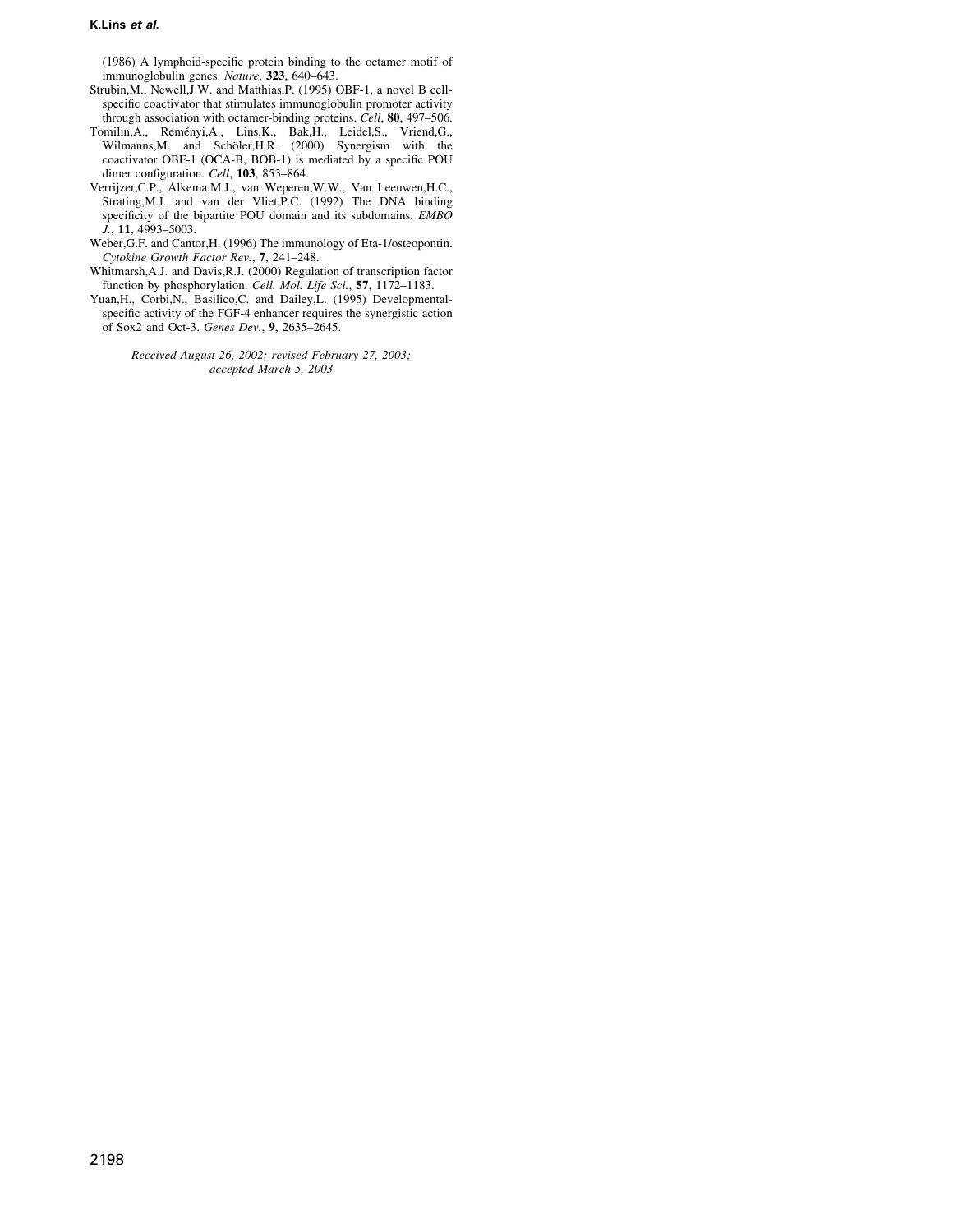(1986) A lymphoid-specific protein binding to the octamer motif of immunoglobulin genes. *Nature*, **323**, 640–643.

Strubin,M., Newell,J.W. and Matthias,P. (1995) OBF-1, a novel B cell-specific coactivator that stimulates immunoglobulin promoter activity through association with octamer-binding proteins. *Cell*, **80**, 497–506.

Tomilin,A., Reményi,A., Lins,K., Bak,H., Leidel,S., Vriend,G., Wilmanns,M. and Schöler,H.R. (2000) Synergism with the coactivator OBF-1 (OCA-B, BOB-1) is mediated by a specific POU dimer configuration. *Cell*, **103**, 853–864.

Verrijzer,C.P., Alkema,M.J., van Weperen,W.W., Van Leeuwen,H.C., Strating,M.J. and van der Vliet,P.C. (1992) The DNA binding specificity of the bipartite POU domain and its subdomains. *EMBO J.*, **11**, 4993–5003.

Weber,G.F. and Cantor,H. (1996) The immunology of Eta-1/osteopontin. *Cytokine Growth Factor Rev.*, **7**, 241–248.

Whitmarsh,A.J. and Davis,R.J. (2000) Regulation of transcription factor function by phosphorylation. *Cell. Mol. Life Sci.*, **57**, 1172–1183.

Yuan,H., Corbi,N., Basilico,C. and Dailey,L. (1995) Developmental-specific activity of the FGF-4 enhancer requires the synergistic action of Sox2 and Oct-3. *Genes Dev.*, **9**, 2635–2645.

*Received August 26, 2002; revised February 27, 2003; accepted March 5, 2003*